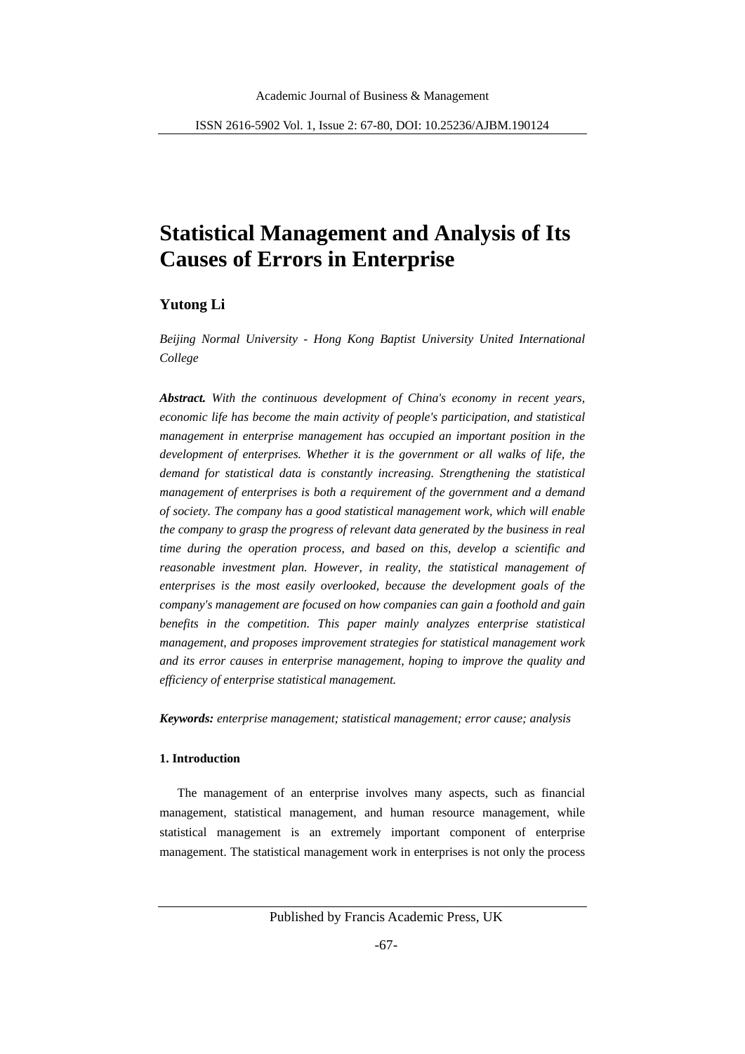# Statistical Management and Analysis of Its Causes of Errors in Enterprise

**Yutong Li**

*Beijing Normal University - Hong Kong Baptist University United International College*

***Abstract.*** *With the continuous development of China's economy in recent years, economic life has become the main activity of people's participation, and statistical management in enterprise management has occupied an important position in the development of enterprises. Whether it is the government or all walks of life, the demand for statistical data is constantly increasing. Strengthening the statistical management of enterprises is both a requirement of the government and a demand of society. The company has a good statistical management work, which will enable the company to grasp the progress of relevant data generated by the business in real time during the operation process, and based on this, develop a scientific and reasonable investment plan. However, in reality, the statistical management of enterprises is the most easily overlooked, because the development goals of the company's management are focused on how companies can gain a foothold and gain benefits in the competition. This paper mainly analyzes enterprise statistical management, and proposes improvement strategies for statistical management work and its error causes in enterprise management, hoping to improve the quality and efficiency of enterprise statistical management.*

***Keywords:*** *enterprise management; statistical management; error cause; analysis*

## 1. Introduction

The management of an enterprise involves many aspects, such as financial management, statistical management, and human resource management, while statistical management is an extremely important component of enterprise management. The statistical management work in enterprises is not only the process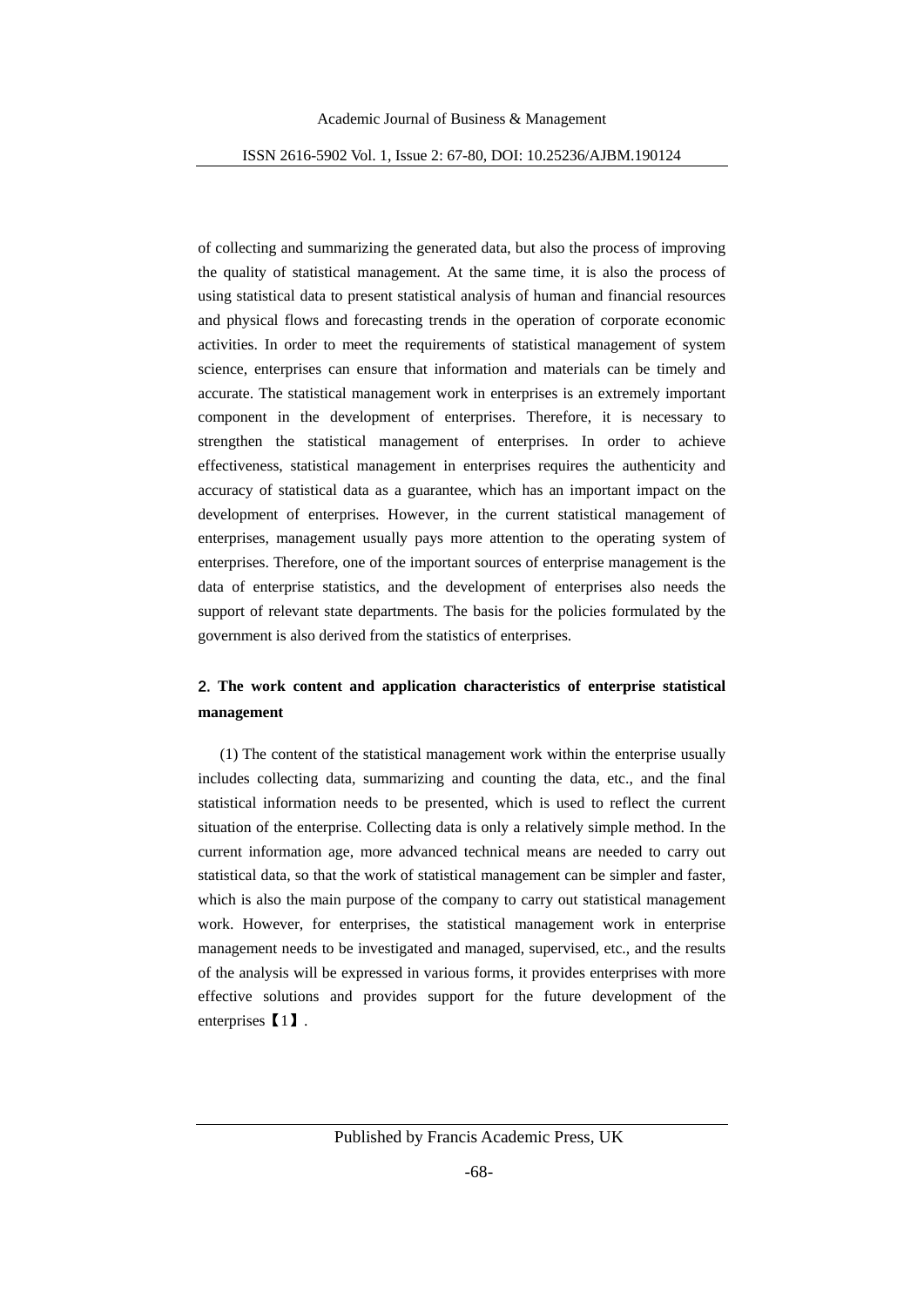of collecting and summarizing the generated data, but also the process of improving the quality of statistical management. At the same time, it is also the process of using statistical data to present statistical analysis of human and financial resources and physical flows and forecasting trends in the operation of corporate economic activities. In order to meet the requirements of statistical management of system science, enterprises can ensure that information and materials can be timely and accurate. The statistical management work in enterprises is an extremely important component in the development of enterprises. Therefore, it is necessary to strengthen the statistical management of enterprises. In order to achieve effectiveness, statistical management in enterprises requires the authenticity and accuracy of statistical data as a guarantee, which has an important impact on the development of enterprises. However, in the current statistical management of enterprises, management usually pays more attention to the operating system of enterprises. Therefore, one of the important sources of enterprise management is the data of enterprise statistics, and the development of enterprises also needs the support of relevant state departments. The basis for the policies formulated by the government is also derived from the statistics of enterprises.

## 2. The work content and application characteristics of enterprise statistical management

(1) The content of the statistical management work within the enterprise usually includes collecting data, summarizing and counting the data, etc., and the final statistical information needs to be presented, which is used to reflect the current situation of the enterprise. Collecting data is only a relatively simple method. In the current information age, more advanced technical means are needed to carry out statistical data, so that the work of statistical management can be simpler and faster, which is also the main purpose of the company to carry out statistical management work. However, for enterprises, the statistical management work in enterprise management needs to be investigated and managed, supervised, etc., and the results of the analysis will be expressed in various forms, it provides enterprises with more effective solutions and provides support for the future development of the enterprises【1】.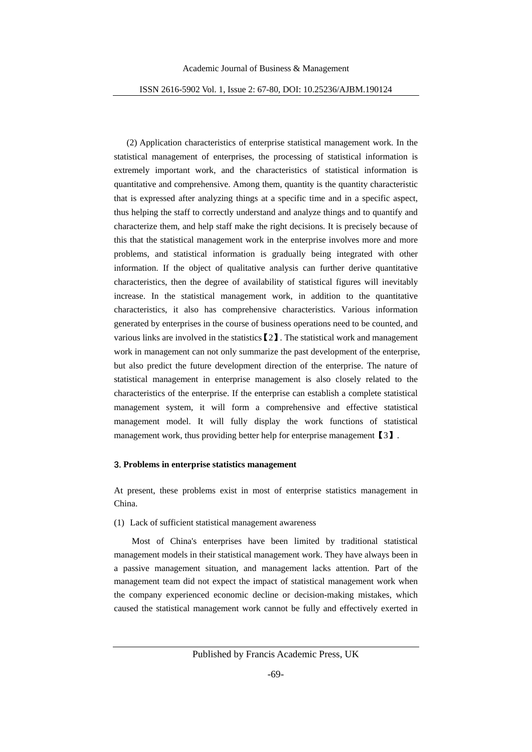(2) Application characteristics of enterprise statistical management work. In the statistical management of enterprises, the processing of statistical information is extremely important work, and the characteristics of statistical information is quantitative and comprehensive. Among them, quantity is the quantity characteristic that is expressed after analyzing things at a specific time and in a specific aspect, thus helping the staff to correctly understand and analyze things and to quantify and characterize them, and help staff make the right decisions. It is precisely because of this that the statistical management work in the enterprise involves more and more problems, and statistical information is gradually being integrated with other information. If the object of qualitative analysis can further derive quantitative characteristics, then the degree of availability of statistical figures will inevitably increase. In the statistical management work, in addition to the quantitative characteristics, it also has comprehensive characteristics. Various information generated by enterprises in the course of business operations need to be counted, and various links are involved in the statistics【2】. The statistical work and management work in management can not only summarize the past development of the enterprise, but also predict the future development direction of the enterprise. The nature of statistical management in enterprise management is also closely related to the characteristics of the enterprise. If the enterprise can establish a complete statistical management system, it will form a comprehensive and effective statistical management model. It will fully display the work functions of statistical management work, thus providing better help for enterprise management【3】.

## 3. Problems in enterprise statistics management

At present, these problems exist in most of enterprise statistics management in China.

(1) Lack of sufficient statistical management awareness

Most of China's enterprises have been limited by traditional statistical management models in their statistical management work. They have always been in a passive management situation, and management lacks attention. Part of the management team did not expect the impact of statistical management work when the company experienced economic decline or decision-making mistakes, which caused the statistical management work cannot be fully and effectively exerted in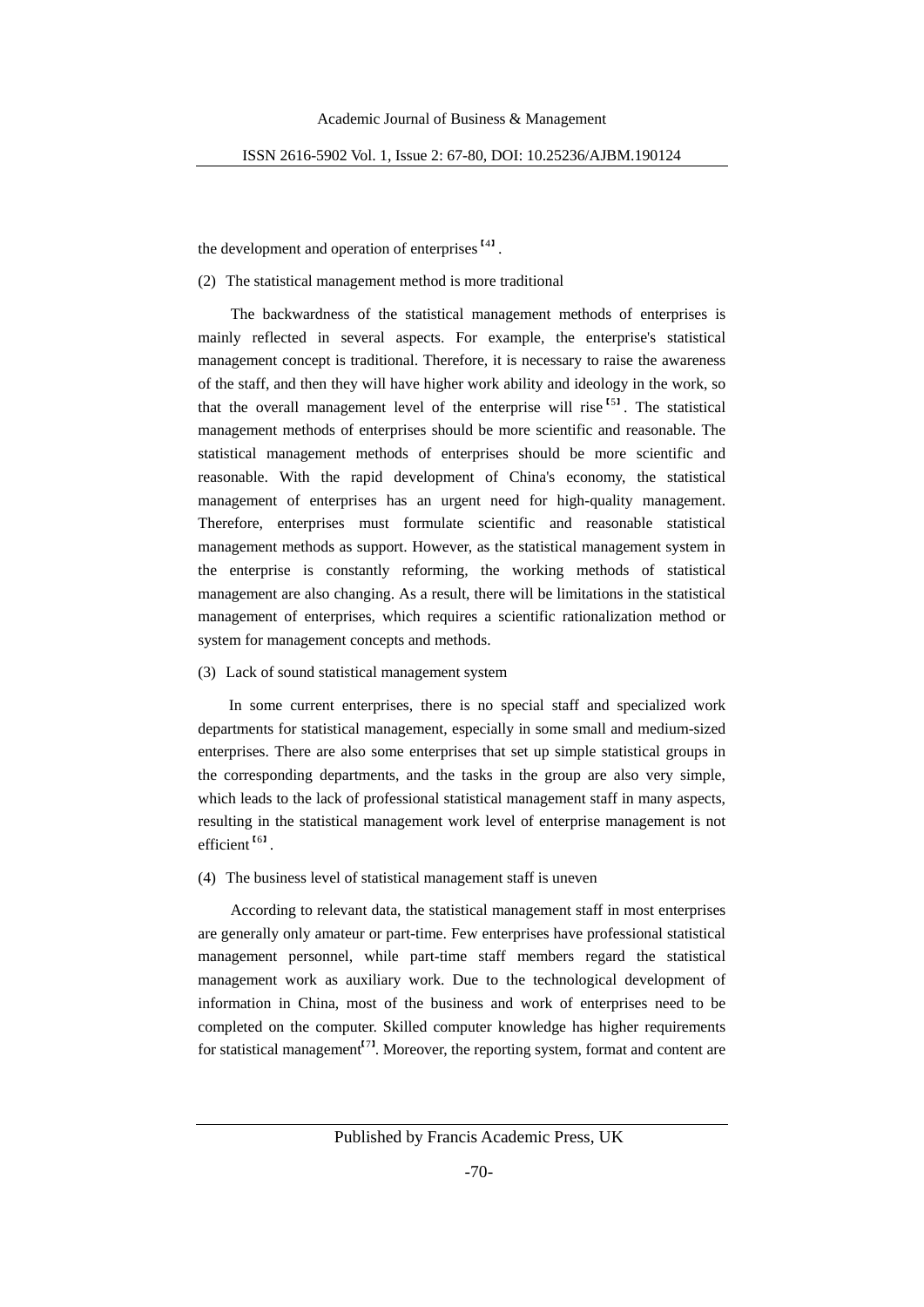the development and operation of enterprises [4].

(2) The statistical management method is more traditional

The backwardness of the statistical management methods of enterprises is mainly reflected in several aspects. For example, the enterprise's statistical management concept is traditional. Therefore, it is necessary to raise the awareness of the staff, and then they will have higher work ability and ideology in the work, so that the overall management level of the enterprise will rise [5]. The statistical management methods of enterprises should be more scientific and reasonable. The statistical management methods of enterprises should be more scientific and reasonable. With the rapid development of China's economy, the statistical management of enterprises has an urgent need for high-quality management. Therefore, enterprises must formulate scientific and reasonable statistical management methods as support. However, as the statistical management system in the enterprise is constantly reforming, the working methods of statistical management are also changing. As a result, there will be limitations in the statistical management of enterprises, which requires a scientific rationalization method or system for management concepts and methods.

(3) Lack of sound statistical management system

In some current enterprises, there is no special staff and specialized work departments for statistical management, especially in some small and medium-sized enterprises. There are also some enterprises that set up simple statistical groups in the corresponding departments, and the tasks in the group are also very simple, which leads to the lack of professional statistical management staff in many aspects, resulting in the statistical management work level of enterprise management is not efficient [6].

(4) The business level of statistical management staff is uneven

According to relevant data, the statistical management staff in most enterprises are generally only amateur or part-time. Few enterprises have professional statistical management personnel, while part-time staff members regard the statistical management work as auxiliary work. Due to the technological development of information in China, most of the business and work of enterprises need to be completed on the computer. Skilled computer knowledge has higher requirements for statistical management[7]. Moreover, the reporting system, format and content are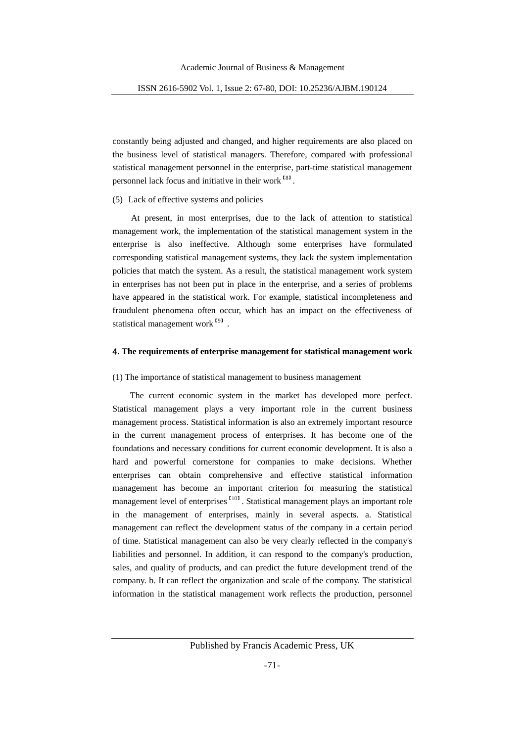constantly being adjusted and changed, and higher requirements are also placed on the business level of statistical managers. Therefore, compared with professional statistical management personnel in the enterprise, part-time statistical management personnel lack focus and initiative in their work [8].

(5) Lack of effective systems and policies

At present, in most enterprises, due to the lack of attention to statistical management work, the implementation of the statistical management system in the enterprise is also ineffective. Although some enterprises have formulated corresponding statistical management systems, they lack the system implementation policies that match the system. As a result, the statistical management work system in enterprises has not been put in place in the enterprise, and a series of problems have appeared in the statistical work. For example, statistical incompleteness and fraudulent phenomena often occur, which has an impact on the effectiveness of statistical management work [9].

## 4. The requirements of enterprise management for statistical management work

(1) The importance of statistical management to business management

The current economic system in the market has developed more perfect. Statistical management plays a very important role in the current business management process. Statistical information is also an extremely important resource in the current management process of enterprises. It has become one of the foundations and necessary conditions for current economic development. It is also a hard and powerful cornerstone for companies to make decisions. Whether enterprises can obtain comprehensive and effective statistical information management has become an important criterion for measuring the statistical management level of enterprises [10]. Statistical management plays an important role in the management of enterprises, mainly in several aspects. a. Statistical management can reflect the development status of the company in a certain period of time. Statistical management can also be very clearly reflected in the company's liabilities and personnel. In addition, it can respond to the company's production, sales, and quality of products, and can predict the future development trend of the company. b. It can reflect the organization and scale of the company. The statistical information in the statistical management work reflects the production, personnel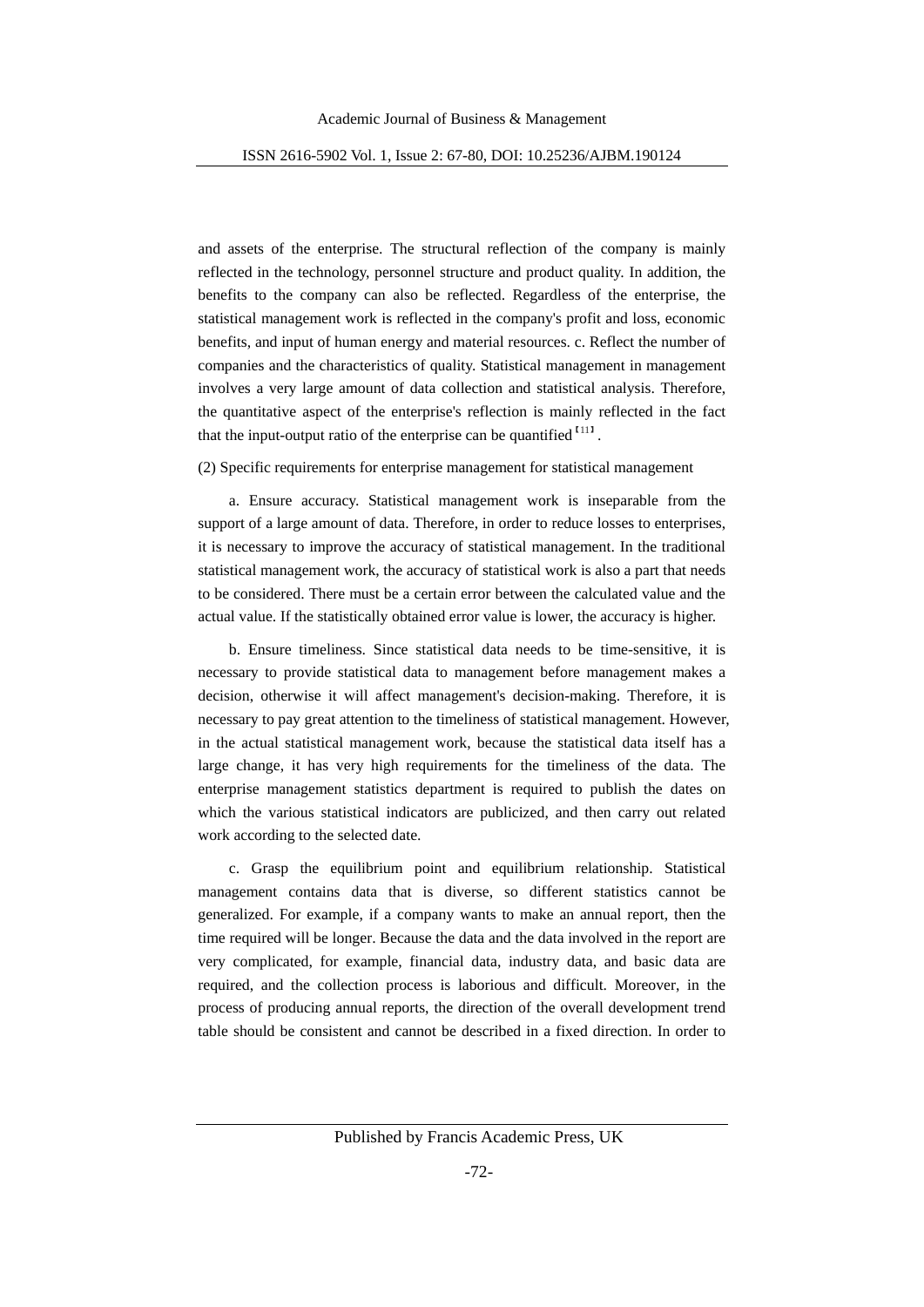and assets of the enterprise. The structural reflection of the company is mainly reflected in the technology, personnel structure and product quality. In addition, the benefits to the company can also be reflected. Regardless of the enterprise, the statistical management work is reflected in the company's profit and loss, economic benefits, and input of human energy and material resources. c. Reflect the number of companies and the characteristics of quality. Statistical management in management involves a very large amount of data collection and statistical analysis. Therefore, the quantitative aspect of the enterprise's reflection is mainly reflected in the fact that the input-output ratio of the enterprise can be quantified [11] .

(2) Specific requirements for enterprise management for statistical management

a. Ensure accuracy. Statistical management work is inseparable from the support of a large amount of data. Therefore, in order to reduce losses to enterprises, it is necessary to improve the accuracy of statistical management. In the traditional statistical management work, the accuracy of statistical work is also a part that needs to be considered. There must be a certain error between the calculated value and the actual value. If the statistically obtained error value is lower, the accuracy is higher.

b. Ensure timeliness. Since statistical data needs to be time-sensitive, it is necessary to provide statistical data to management before management makes a decision, otherwise it will affect management's decision-making. Therefore, it is necessary to pay great attention to the timeliness of statistical management. However, in the actual statistical management work, because the statistical data itself has a large change, it has very high requirements for the timeliness of the data. The enterprise management statistics department is required to publish the dates on which the various statistical indicators are publicized, and then carry out related work according to the selected date.

c. Grasp the equilibrium point and equilibrium relationship. Statistical management contains data that is diverse, so different statistics cannot be generalized. For example, if a company wants to make an annual report, then the time required will be longer. Because the data and the data involved in the report are very complicated, for example, financial data, industry data, and basic data are required, and the collection process is laborious and difficult. Moreover, in the process of producing annual reports, the direction of the overall development trend table should be consistent and cannot be described in a fixed direction. In order to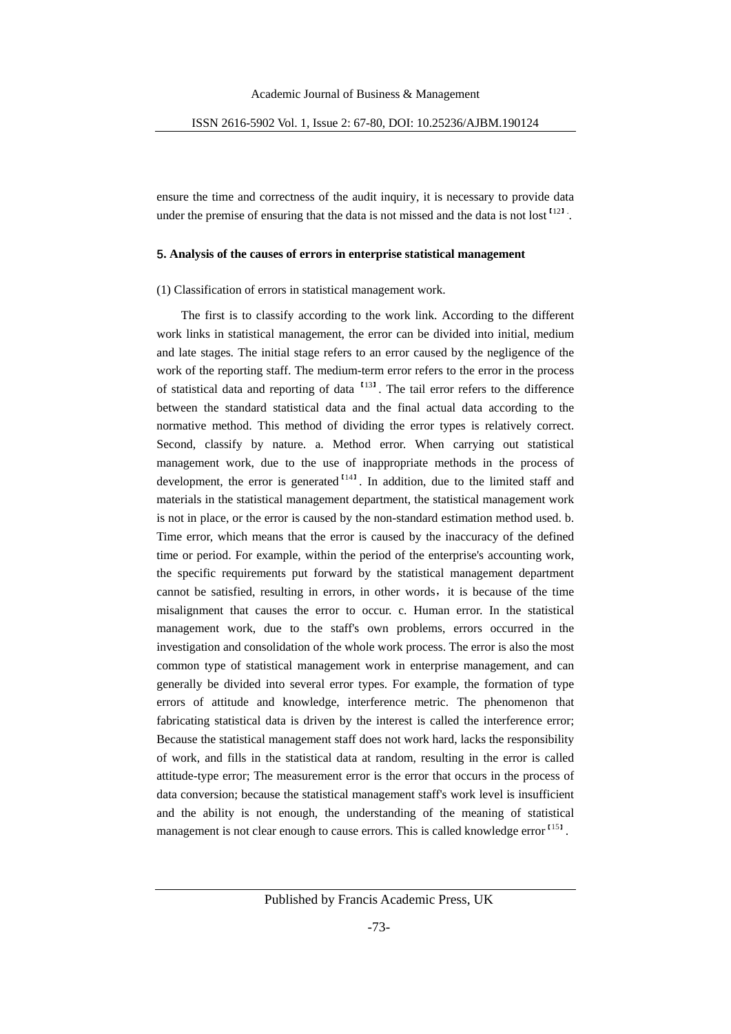ensure the time and correctness of the audit inquiry, it is necessary to provide data under the premise of ensuring that the data is not missed and the data is not lost [12].

### 5. Analysis of the causes of errors in enterprise statistical management

(1) Classification of errors in statistical management work.

The first is to classify according to the work link. According to the different work links in statistical management, the error can be divided into initial, medium and late stages. The initial stage refers to an error caused by the negligence of the work of the reporting staff. The medium-term error refers to the error in the process of statistical data and reporting of data [13]. The tail error refers to the difference between the standard statistical data and the final actual data according to the normative method. This method of dividing the error types is relatively correct. Second, classify by nature. a. Method error. When carrying out statistical management work, due to the use of inappropriate methods in the process of development, the error is generated [14]. In addition, due to the limited staff and materials in the statistical management department, the statistical management work is not in place, or the error is caused by the non-standard estimation method used. b. Time error, which means that the error is caused by the inaccuracy of the defined time or period. For example, within the period of the enterprise's accounting work, the specific requirements put forward by the statistical management department cannot be satisfied, resulting in errors, in other words，it is because of the time misalignment that causes the error to occur. c. Human error. In the statistical management work, due to the staff's own problems, errors occurred in the investigation and consolidation of the whole work process. The error is also the most common type of statistical management work in enterprise management, and can generally be divided into several error types. For example, the formation of type errors of attitude and knowledge, interference metric. The phenomenon that fabricating statistical data is driven by the interest is called the interference error; Because the statistical management staff does not work hard, lacks the responsibility of work, and fills in the statistical data at random, resulting in the error is called attitude-type error; The measurement error is the error that occurs in the process of data conversion; because the statistical management staff's work level is insufficient and the ability is not enough, the understanding of the meaning of statistical management is not clear enough to cause errors. This is called knowledge error [15].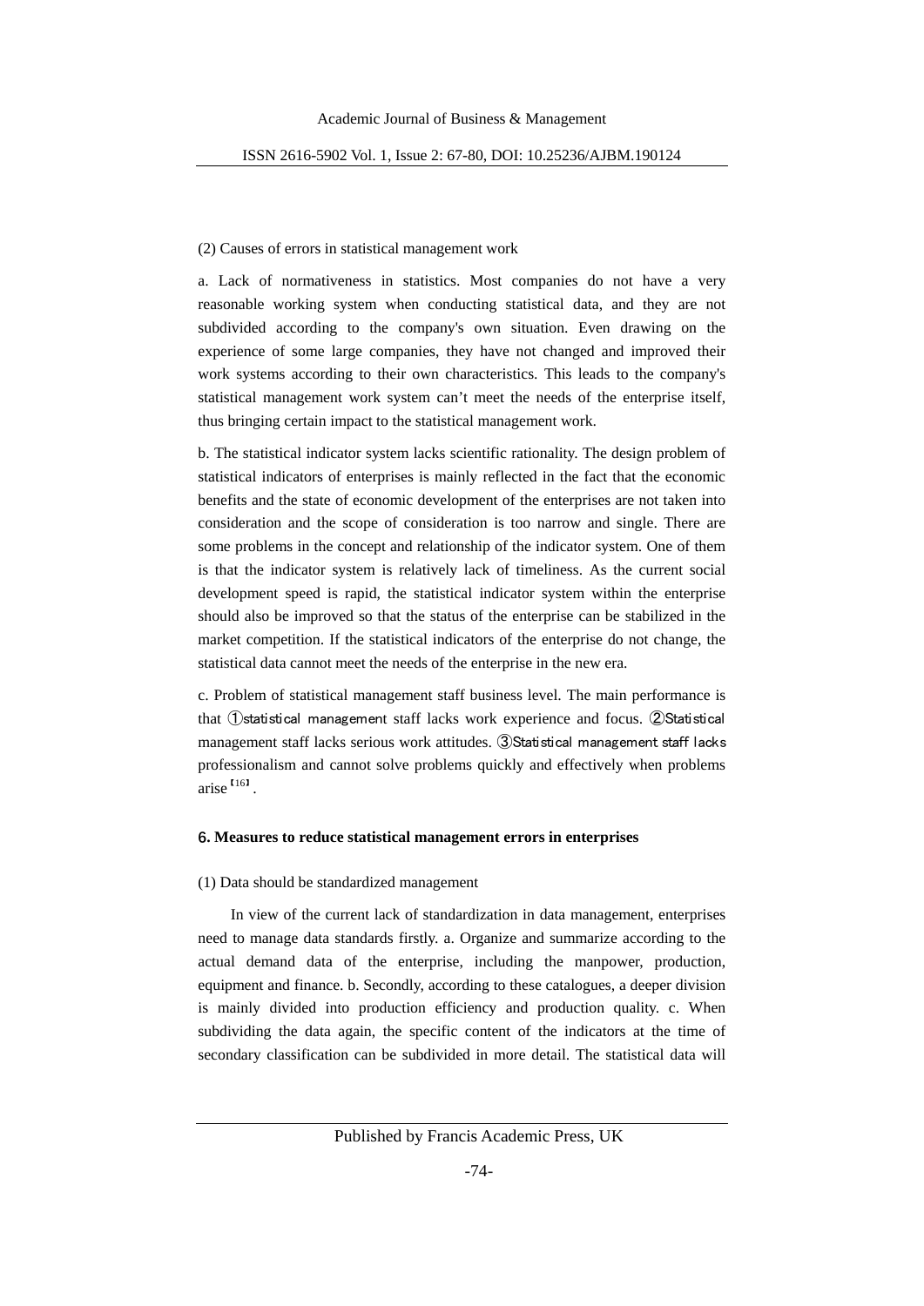(2) Causes of errors in statistical management work

a. Lack of normativeness in statistics. Most companies do not have a very reasonable working system when conducting statistical data, and they are not subdivided according to the company's own situation. Even drawing on the experience of some large companies, they have not changed and improved their work systems according to their own characteristics. This leads to the company's statistical management work system can't meet the needs of the enterprise itself, thus bringing certain impact to the statistical management work.

b. The statistical indicator system lacks scientific rationality. The design problem of statistical indicators of enterprises is mainly reflected in the fact that the economic benefits and the state of economic development of the enterprises are not taken into consideration and the scope of consideration is too narrow and single. There are some problems in the concept and relationship of the indicator system. One of them is that the indicator system is relatively lack of timeliness. As the current social development speed is rapid, the statistical indicator system within the enterprise should also be improved so that the status of the enterprise can be stabilized in the market competition. If the statistical indicators of the enterprise do not change, the statistical data cannot meet the needs of the enterprise in the new era.

c. Problem of statistical management staff business level. The main performance is that ①statistical management staff lacks work experience and focus. ②Statistical management staff lacks serious work attitudes. ③Statistical management staff lacks professionalism and cannot solve problems quickly and effectively when problems arise[16].

## 6. Measures to reduce statistical management errors in enterprises

(1) Data should be standardized management

In view of the current lack of standardization in data management, enterprises need to manage data standards firstly. a. Organize and summarize according to the actual demand data of the enterprise, including the manpower, production, equipment and finance. b. Secondly, according to these catalogues, a deeper division is mainly divided into production efficiency and production quality. c. When subdividing the data again, the specific content of the indicators at the time of secondary classification can be subdivided in more detail. The statistical data will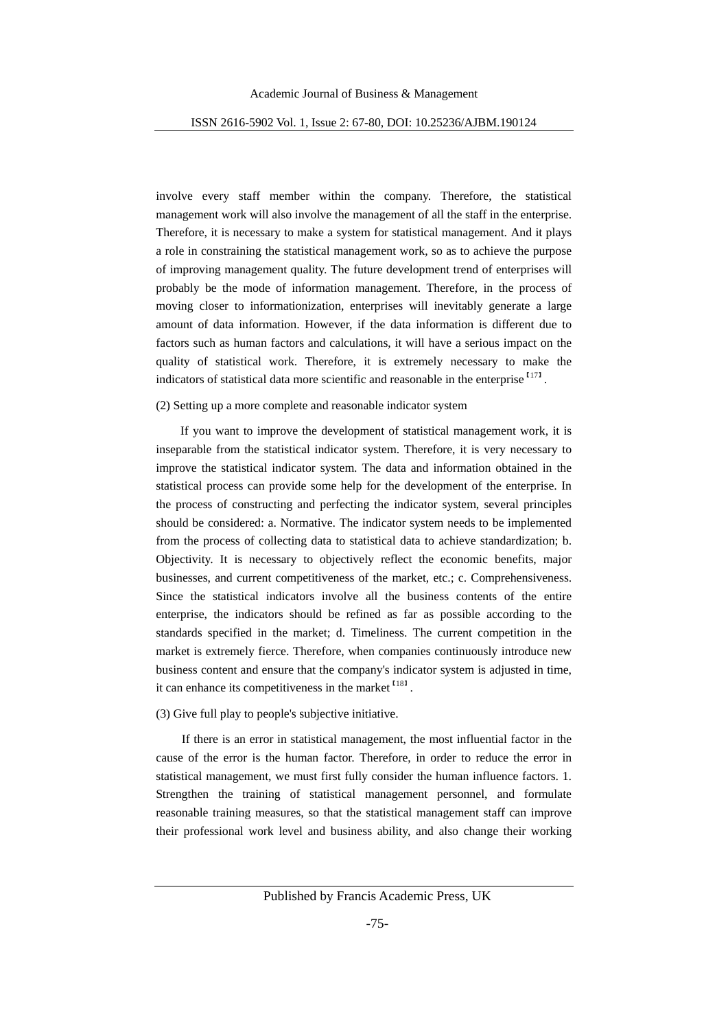involve every staff member within the company. Therefore, the statistical management work will also involve the management of all the staff in the enterprise. Therefore, it is necessary to make a system for statistical management. And it plays a role in constraining the statistical management work, so as to achieve the purpose of improving management quality. The future development trend of enterprises will probably be the mode of information management. Therefore, in the process of moving closer to informationization, enterprises will inevitably generate a large amount of data information. However, if the data information is different due to factors such as human factors and calculations, it will have a serious impact on the quality of statistical work. Therefore, it is extremely necessary to make the indicators of statistical data more scientific and reasonable in the enterprise [17].

(2) Setting up a more complete and reasonable indicator system

If you want to improve the development of statistical management work, it is inseparable from the statistical indicator system. Therefore, it is very necessary to improve the statistical indicator system. The data and information obtained in the statistical process can provide some help for the development of the enterprise. In the process of constructing and perfecting the indicator system, several principles should be considered: a. Normative. The indicator system needs to be implemented from the process of collecting data to statistical data to achieve standardization; b. Objectivity. It is necessary to objectively reflect the economic benefits, major businesses, and current competitiveness of the market, etc.; c. Comprehensiveness. Since the statistical indicators involve all the business contents of the entire enterprise, the indicators should be refined as far as possible according to the standards specified in the market; d. Timeliness. The current competition in the market is extremely fierce. Therefore, when companies continuously introduce new business content and ensure that the company's indicator system is adjusted in time, it can enhance its competitiveness in the market [18].

(3) Give full play to people's subjective initiative.

If there is an error in statistical management, the most influential factor in the cause of the error is the human factor. Therefore, in order to reduce the error in statistical management, we must first fully consider the human influence factors. 1. Strengthen the training of statistical management personnel, and formulate reasonable training measures, so that the statistical management staff can improve their professional work level and business ability, and also change their working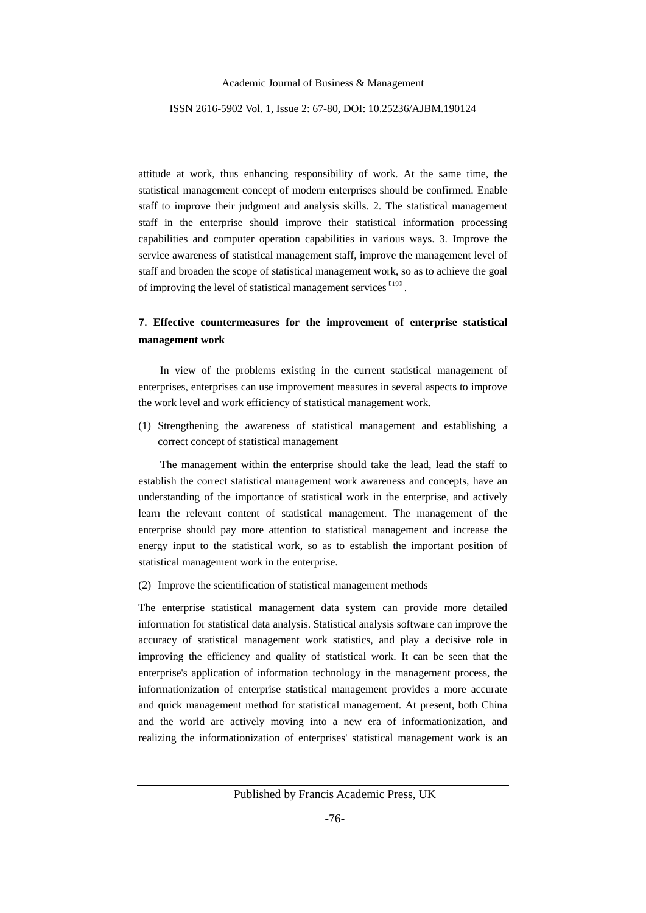attitude at work, thus enhancing responsibility of work. At the same time, the statistical management concept of modern enterprises should be confirmed. Enable staff to improve their judgment and analysis skills. 2. The statistical management staff in the enterprise should improve their statistical information processing capabilities and computer operation capabilities in various ways. 3. Improve the service awareness of statistical management staff, improve the management level of staff and broaden the scope of statistical management work, so as to achieve the goal of improving the level of statistical management services [19].

## 7. Effective countermeasures for the improvement of enterprise statistical management work

In view of the problems existing in the current statistical management of enterprises, enterprises can use improvement measures in several aspects to improve the work level and work efficiency of statistical management work.

(1) Strengthening the awareness of statistical management and establishing a correct concept of statistical management

The management within the enterprise should take the lead, lead the staff to establish the correct statistical management work awareness and concepts, have an understanding of the importance of statistical work in the enterprise, and actively learn the relevant content of statistical management. The management of the enterprise should pay more attention to statistical management and increase the energy input to the statistical work, so as to establish the important position of statistical management work in the enterprise.

(2) Improve the scientification of statistical management methods

The enterprise statistical management data system can provide more detailed information for statistical data analysis. Statistical analysis software can improve the accuracy of statistical management work statistics, and play a decisive role in improving the efficiency and quality of statistical work. It can be seen that the enterprise's application of information technology in the management process, the informationization of enterprise statistical management provides a more accurate and quick management method for statistical management. At present, both China and the world are actively moving into a new era of informationization, and realizing the informationization of enterprises' statistical management work is an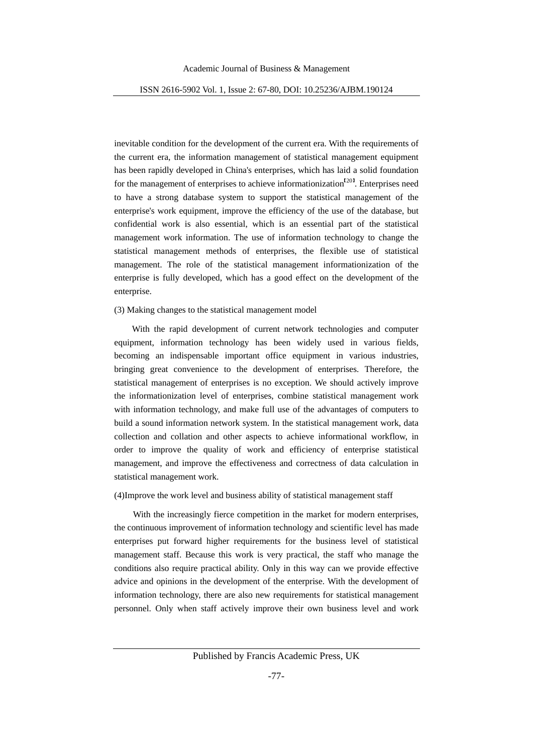inevitable condition for the development of the current era. With the requirements of the current era, the information management of statistical management equipment has been rapidly developed in China's enterprises, which has laid a solid foundation for the management of enterprises to achieve informationization[20]. Enterprises need to have a strong database system to support the statistical management of the enterprise's work equipment, improve the efficiency of the use of the database, but confidential work is also essential, which is an essential part of the statistical management work information. The use of information technology to change the statistical management methods of enterprises, the flexible use of statistical management. The role of the statistical management informationization of the enterprise is fully developed, which has a good effect on the development of the enterprise.

(3) Making changes to the statistical management model

With the rapid development of current network technologies and computer equipment, information technology has been widely used in various fields, becoming an indispensable important office equipment in various industries, bringing great convenience to the development of enterprises. Therefore, the statistical management of enterprises is no exception. We should actively improve the informationization level of enterprises, combine statistical management work with information technology, and make full use of the advantages of computers to build a sound information network system. In the statistical management work, data collection and collation and other aspects to achieve informational workflow, in order to improve the quality of work and efficiency of enterprise statistical management, and improve the effectiveness and correctness of data calculation in statistical management work.

(4)Improve the work level and business ability of statistical management staff

With the increasingly fierce competition in the market for modern enterprises, the continuous improvement of information technology and scientific level has made enterprises put forward higher requirements for the business level of statistical management staff. Because this work is very practical, the staff who manage the conditions also require practical ability. Only in this way can we provide effective advice and opinions in the development of the enterprise. With the development of information technology, there are also new requirements for statistical management personnel. Only when staff actively improve their own business level and work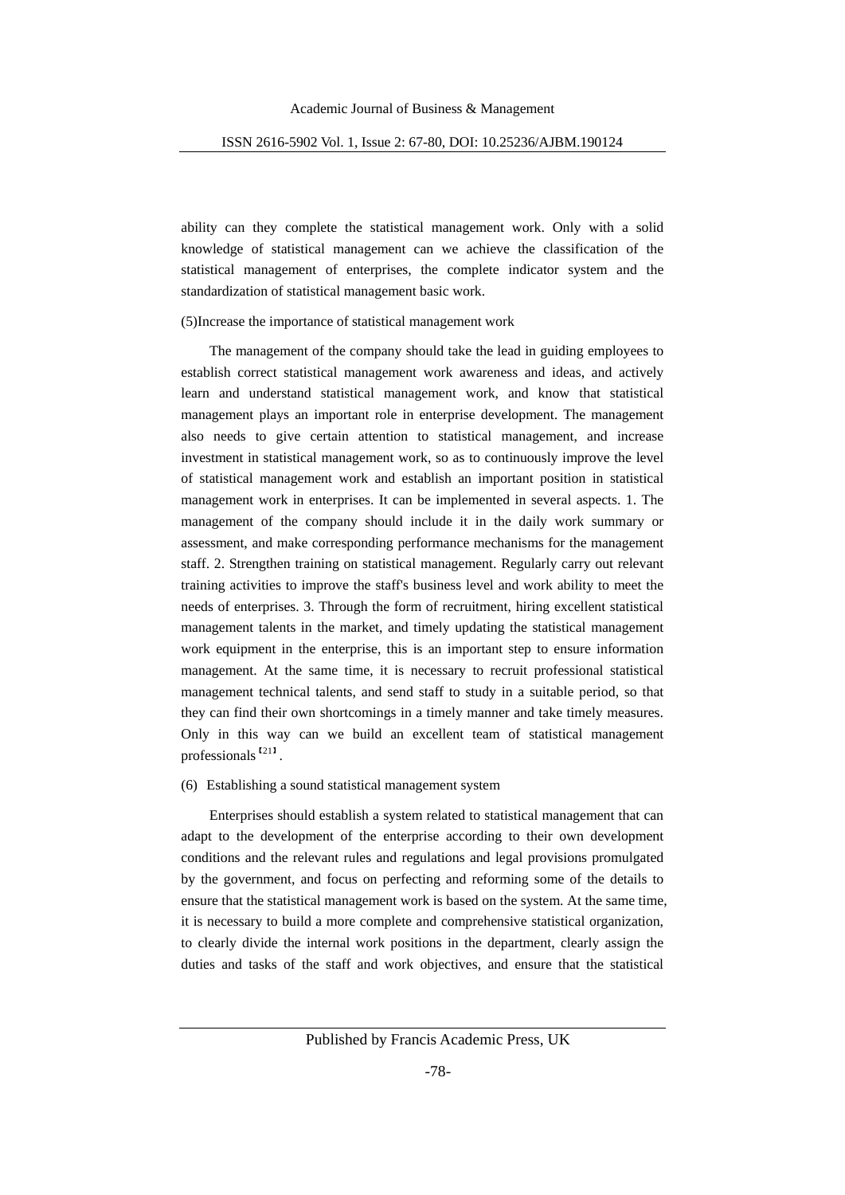ability can they complete the statistical management work. Only with a solid knowledge of statistical management can we achieve the classification of the statistical management of enterprises, the complete indicator system and the standardization of statistical management basic work.

(5)Increase the importance of statistical management work

The management of the company should take the lead in guiding employees to establish correct statistical management work awareness and ideas, and actively learn and understand statistical management work, and know that statistical management plays an important role in enterprise development. The management also needs to give certain attention to statistical management, and increase investment in statistical management work, so as to continuously improve the level of statistical management work and establish an important position in statistical management work in enterprises. It can be implemented in several aspects. 1. The management of the company should include it in the daily work summary or assessment, and make corresponding performance mechanisms for the management staff. 2. Strengthen training on statistical management. Regularly carry out relevant training activities to improve the staff's business level and work ability to meet the needs of enterprises. 3. Through the form of recruitment, hiring excellent statistical management talents in the market, and timely updating the statistical management work equipment in the enterprise, this is an important step to ensure information management. At the same time, it is necessary to recruit professional statistical management technical talents, and send staff to study in a suitable period, so that they can find their own shortcomings in a timely manner and take timely measures. Only in this way can we build an excellent team of statistical management professionals [21].

(6) Establishing a sound statistical management system

Enterprises should establish a system related to statistical management that can adapt to the development of the enterprise according to their own development conditions and the relevant rules and regulations and legal provisions promulgated by the government, and focus on perfecting and reforming some of the details to ensure that the statistical management work is based on the system. At the same time, it is necessary to build a more complete and comprehensive statistical organization, to clearly divide the internal work positions in the department, clearly assign the duties and tasks of the staff and work objectives, and ensure that the statistical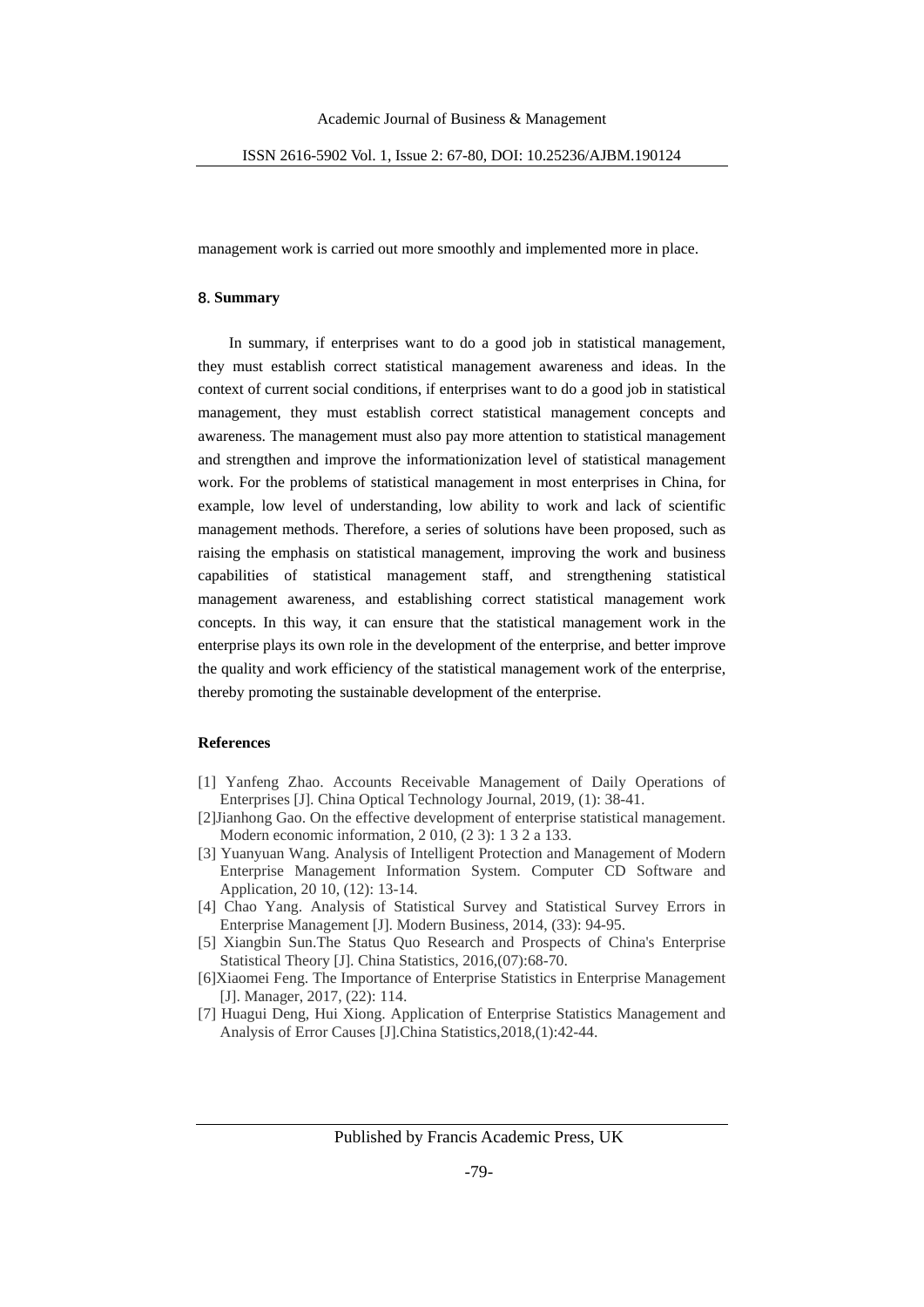management work is carried out more smoothly and implemented more in place.

## 8. Summary

In summary, if enterprises want to do a good job in statistical management, they must establish correct statistical management awareness and ideas. In the context of current social conditions, if enterprises want to do a good job in statistical management, they must establish correct statistical management concepts and awareness. The management must also pay more attention to statistical management and strengthen and improve the informationization level of statistical management work. For the problems of statistical management in most enterprises in China, for example, low level of understanding, low ability to work and lack of scientific management methods. Therefore, a series of solutions have been proposed, such as raising the emphasis on statistical management, improving the work and business capabilities of statistical management staff, and strengthening statistical management awareness, and establishing correct statistical management work concepts. In this way, it can ensure that the statistical management work in the enterprise plays its own role in the development of the enterprise, and better improve the quality and work efficiency of the statistical management work of the enterprise, thereby promoting the sustainable development of the enterprise.

## References

[1] Yanfeng Zhao. Accounts Receivable Management of Daily Operations of Enterprises [J]. China Optical Technology Journal, 2019, (1): 38-41.

[2]Jianhong Gao. On the effective development of enterprise statistical management. Modern economic information, 2 010, (2 3): 1 3 2 a 133.

[3] Yuanyuan Wang. Analysis of Intelligent Protection and Management of Modern Enterprise Management Information System. Computer CD Software and Application, 20 10, (12): 13-14.

[4] Chao Yang. Analysis of Statistical Survey and Statistical Survey Errors in Enterprise Management [J]. Modern Business, 2014, (33): 94-95.

[5] Xiangbin Sun.The Status Quo Research and Prospects of China's Enterprise Statistical Theory [J]. China Statistics, 2016,(07):68-70.

[6]Xiaomei Feng. The Importance of Enterprise Statistics in Enterprise Management [J]. Manager, 2017, (22): 114.

[7] Huagui Deng, Hui Xiong. Application of Enterprise Statistics Management and Analysis of Error Causes [J].China Statistics,2018,(1):42-44.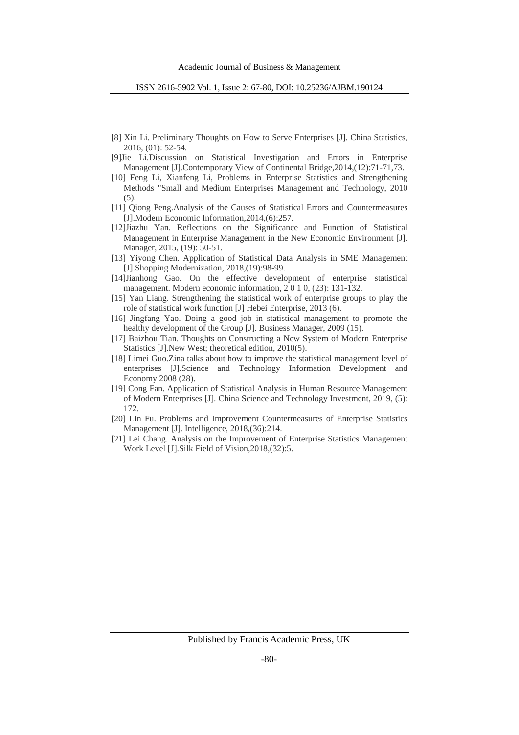[8] Xin Li. Preliminary Thoughts on How to Serve Enterprises [J]. China Statistics, 2016, (01): 52-54.

[9]Jie Li.Discussion on Statistical Investigation and Errors in Enterprise Management [J].Contemporary View of Continental Bridge,2014,(12):71-71,73.

[10] Feng Li, Xianfeng Li, Problems in Enterprise Statistics and Strengthening Methods "Small and Medium Enterprises Management and Technology, 2010 (5).

[11] Qiong Peng.Analysis of the Causes of Statistical Errors and Countermeasures [J].Modern Economic Information,2014,(6):257.

[12]Jiazhu Yan. Reflections on the Significance and Function of Statistical Management in Enterprise Management in the New Economic Environment [J]. Manager, 2015, (19): 50-51.

[13] Yiyong Chen. Application of Statistical Data Analysis in SME Management [J].Shopping Modernization, 2018,(19):98-99.

[14]Jianhong Gao. On the effective development of enterprise statistical management. Modern economic information, 2 0 1 0, (23): 131-132.

[15] Yan Liang. Strengthening the statistical work of enterprise groups to play the role of statistical work function [J] Hebei Enterprise, 2013 (6).

[16] Jingfang Yao. Doing a good job in statistical management to promote the healthy development of the Group [J]. Business Manager, 2009 (15).

[17] Baizhou Tian. Thoughts on Constructing a New System of Modern Enterprise Statistics [J].New West; theoretical edition, 2010(5).

[18] Limei Guo.Zina talks about how to improve the statistical management level of enterprises [J].Science and Technology Information Development and Economy.2008 (28).

[19] Cong Fan. Application of Statistical Analysis in Human Resource Management of Modern Enterprises [J]. China Science and Technology Investment, 2019, (5): 172.

[20] Lin Fu. Problems and Improvement Countermeasures of Enterprise Statistics Management [J]. Intelligence, 2018,(36):214.

[21] Lei Chang. Analysis on the Improvement of Enterprise Statistics Management Work Level [J].Silk Field of Vision,2018,(32):5.